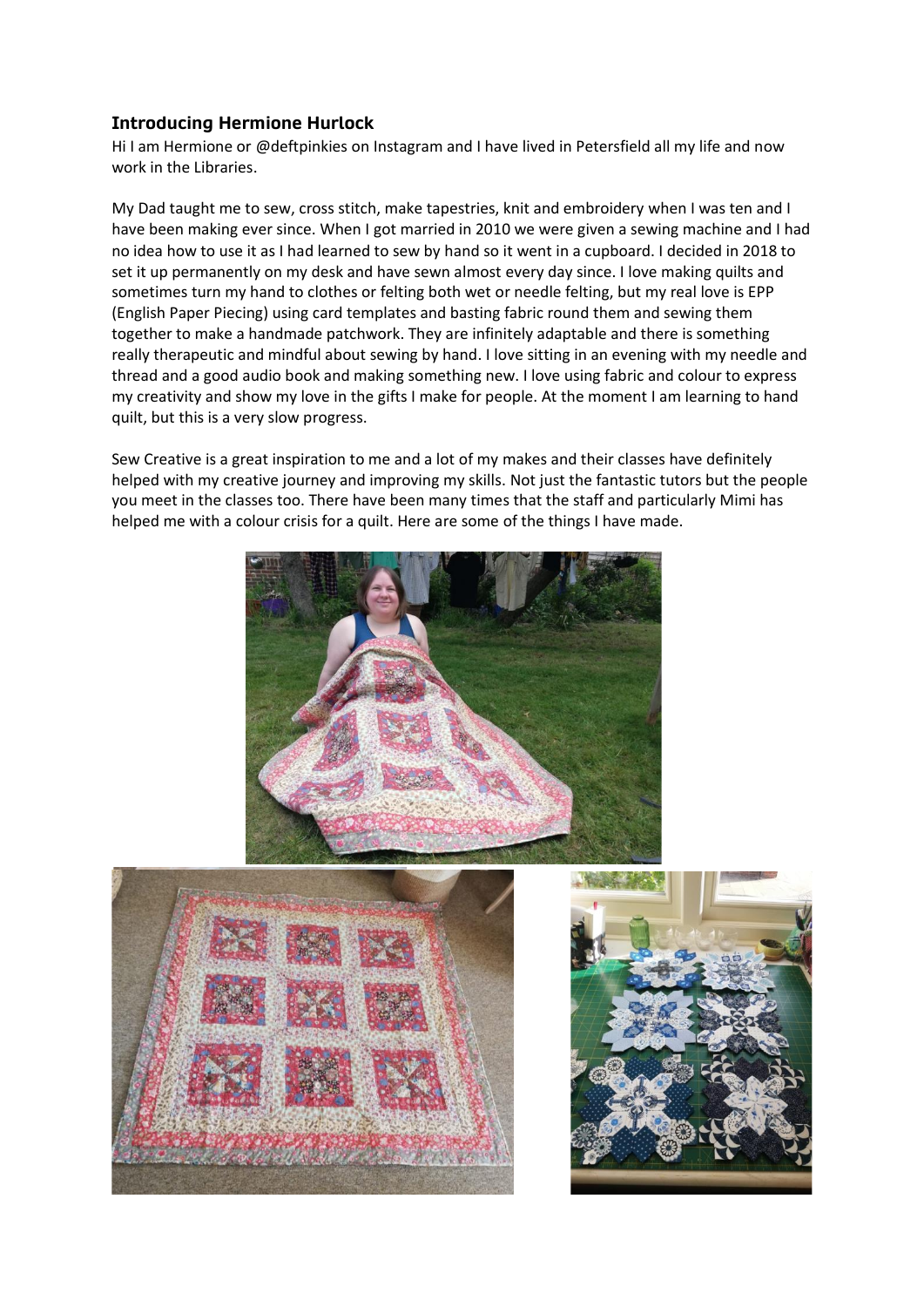## Introducing Hermione Hurlock

Hi I am Hermione or @deftpinkies on Instagram and I have lived in Petersfield all my life and now work in the Libraries.

My Dad taught me to sew, cross stitch, make tapestries, knit and embroidery when I was ten and I have been making ever since. When I got married in 2010 we were given a sewing machine and I had no idea how to use it as I had learned to sew by hand so it went in a cupboard. I decided in 2018 to set it up permanently on my desk and have sewn almost every day since. I love making quilts and sometimes turn my hand to clothes or felting both wet or needle felting, but my real love is EPP (English Paper Piecing) using card templates and basting fabric round them and sewing them together to make a handmade patchwork. They are infinitely adaptable and there is something really therapeutic and mindful about sewing by hand. I love sitting in an evening with my needle and thread and a good audio book and making something new. I love using fabric and colour to express my creativity and show my love in the gifts I make for people. At the moment I am learning to hand quilt, but this is a very slow progress.

Sew Creative is a great inspiration to me and a lot of my makes and their classes have definitely helped with my creative journey and improving my skills. Not just the fantastic tutors but the people you meet in the classes too. There have been many times that the staff and particularly Mimi has helped me with a colour crisis for a quilt. Here are some of the things I have made.